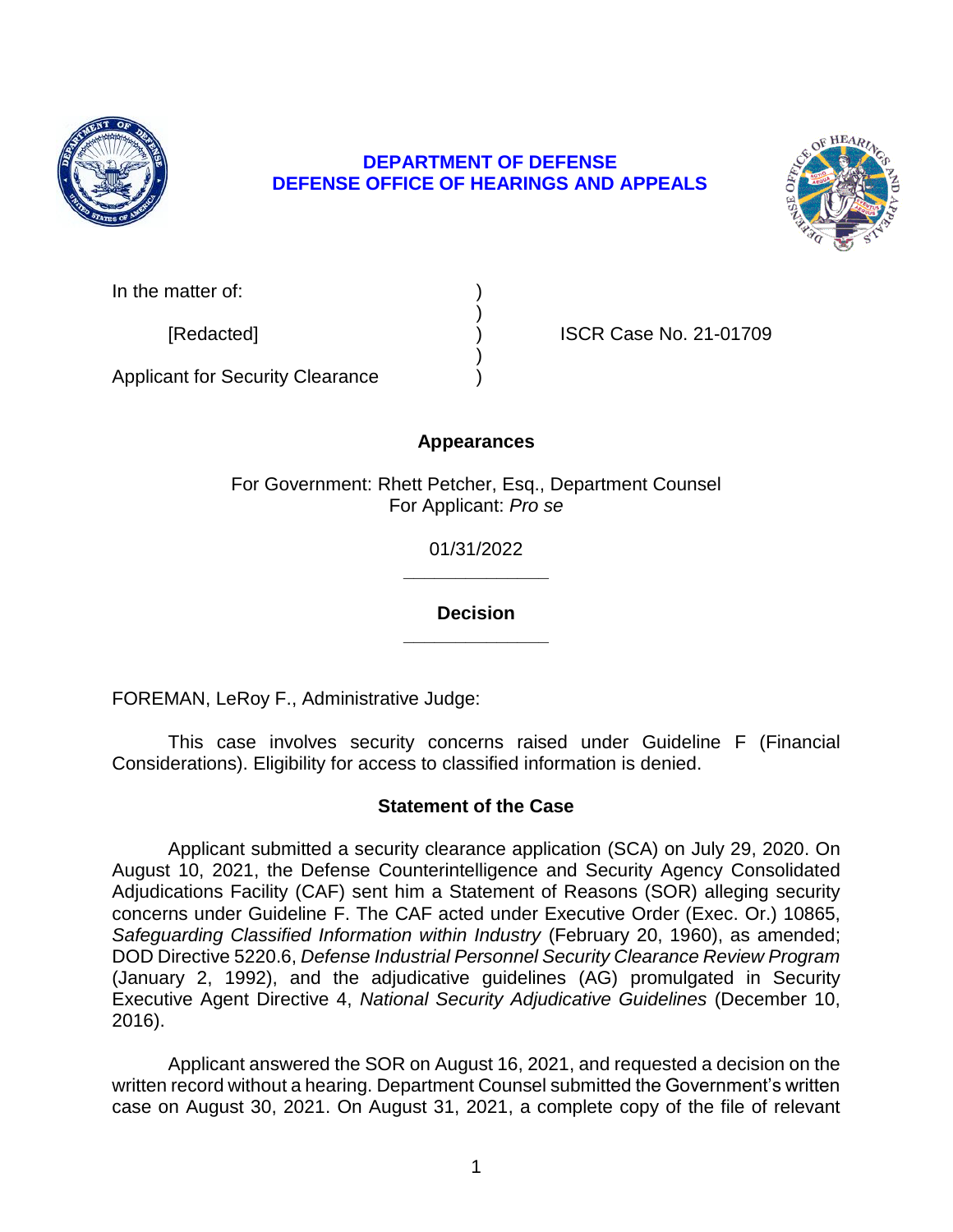**DEPARTMENT OF DEFENSE**
**DEFENSE OFFICE OF HEARINGS AND APPEALS**

| | | |
|---|---|---|
| In the matter of: | ) | |
| | ) | |
| [Redacted] | ) | ISCR Case No. 21-01709 |
| | ) | |
| Applicant for Security Clearance | ) | |

**Appearances**

For Government: Rhett Petcher, Esq., Department Counsel
For Applicant: *Pro se*

01/31/2022

______________

**Decision**

______________

FOREMAN, LeRoy F., Administrative Judge:

This case involves security concerns raised under Guideline F (Financial Considerations). Eligibility for access to classified information is denied.

## Statement of the Case

Applicant submitted a security clearance application (SCA) on July 29, 2020. On August 10, 2021, the Defense Counterintelligence and Security Agency Consolidated Adjudications Facility (CAF) sent him a Statement of Reasons (SOR) alleging security concerns under Guideline F. The CAF acted under Executive Order (Exec. Or.) 10865, *Safeguarding Classified Information within Industry* (February 20, 1960), as amended; DOD Directive 5220.6, *Defense Industrial Personnel Security Clearance Review Program* (January 2, 1992), and the adjudicative guidelines (AG) promulgated in Security Executive Agent Directive 4, *National Security Adjudicative Guidelines* (December 10, 2016).

Applicant answered the SOR on August 16, 2021, and requested a decision on the written record without a hearing. Department Counsel submitted the Government's written case on August 30, 2021. On August 31, 2021, a complete copy of the file of relevant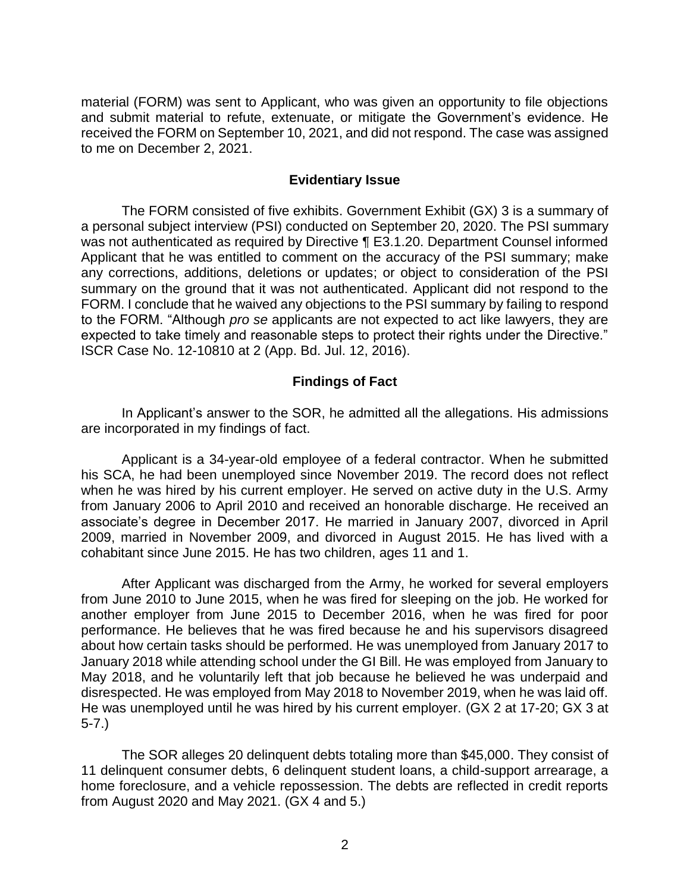material (FORM) was sent to Applicant, who was given an opportunity to file objections and submit material to refute, extenuate, or mitigate the Government's evidence. He received the FORM on September 10, 2021, and did not respond. The case was assigned to me on December 2, 2021.

## Evidentiary Issue

The FORM consisted of five exhibits. Government Exhibit (GX) 3 is a summary of a personal subject interview (PSI) conducted on September 20, 2020. The PSI summary was not authenticated as required by Directive ¶ E3.1.20. Department Counsel informed Applicant that he was entitled to comment on the accuracy of the PSI summary; make any corrections, additions, deletions or updates; or object to consideration of the PSI summary on the ground that it was not authenticated. Applicant did not respond to the FORM. I conclude that he waived any objections to the PSI summary by failing to respond to the FORM. "Although *pro se* applicants are not expected to act like lawyers, they are expected to take timely and reasonable steps to protect their rights under the Directive." ISCR Case No. 12-10810 at 2 (App. Bd. Jul. 12, 2016).

## Findings of Fact

In Applicant's answer to the SOR, he admitted all the allegations. His admissions are incorporated in my findings of fact.

Applicant is a 34-year-old employee of a federal contractor. When he submitted his SCA, he had been unemployed since November 2019. The record does not reflect when he was hired by his current employer. He served on active duty in the U.S. Army from January 2006 to April 2010 and received an honorable discharge. He received an associate's degree in December 2017. He married in January 2007, divorced in April 2009, married in November 2009, and divorced in August 2015. He has lived with a cohabitant since June 2015. He has two children, ages 11 and 1.

After Applicant was discharged from the Army, he worked for several employers from June 2010 to June 2015, when he was fired for sleeping on the job. He worked for another employer from June 2015 to December 2016, when he was fired for poor performance. He believes that he was fired because he and his supervisors disagreed about how certain tasks should be performed. He was unemployed from January 2017 to January 2018 while attending school under the GI Bill. He was employed from January to May 2018, and he voluntarily left that job because he believed he was underpaid and disrespected. He was employed from May 2018 to November 2019, when he was laid off. He was unemployed until he was hired by his current employer. (GX 2 at 17-20; GX 3 at 5-7.)

The SOR alleges 20 delinquent debts totaling more than $45,000. They consist of 11 delinquent consumer debts, 6 delinquent student loans, a child-support arrearage, a home foreclosure, and a vehicle repossession. The debts are reflected in credit reports from August 2020 and May 2021. (GX 4 and 5.)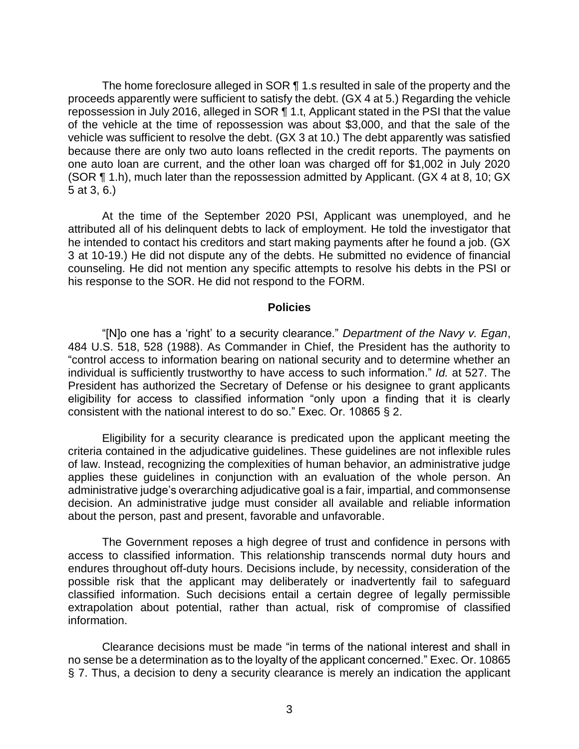The home foreclosure alleged in SOR ¶ 1.s resulted in sale of the property and the proceeds apparently were sufficient to satisfy the debt. (GX 4 at 5.) Regarding the vehicle repossession in July 2016, alleged in SOR ¶ 1.t, Applicant stated in the PSI that the value of the vehicle at the time of repossession was about $3,000, and that the sale of the vehicle was sufficient to resolve the debt. (GX 3 at 10.) The debt apparently was satisfied because there are only two auto loans reflected in the credit reports. The payments on one auto loan are current, and the other loan was charged off for $1,002 in July 2020 (SOR ¶ 1.h), much later than the repossession admitted by Applicant. (GX 4 at 8, 10; GX 5 at 3, 6.)

At the time of the September 2020 PSI, Applicant was unemployed, and he attributed all of his delinquent debts to lack of employment. He told the investigator that he intended to contact his creditors and start making payments after he found a job. (GX 3 at 10-19.) He did not dispute any of the debts. He submitted no evidence of financial counseling. He did not mention any specific attempts to resolve his debts in the PSI or his response to the SOR. He did not respond to the FORM.

## Policies

"[N]o one has a 'right' to a security clearance." *Department of the Navy v. Egan*, 484 U.S. 518, 528 (1988). As Commander in Chief, the President has the authority to "control access to information bearing on national security and to determine whether an individual is sufficiently trustworthy to have access to such information." *Id.* at 527. The President has authorized the Secretary of Defense or his designee to grant applicants eligibility for access to classified information "only upon a finding that it is clearly consistent with the national interest to do so." Exec. Or. 10865 § 2.

Eligibility for a security clearance is predicated upon the applicant meeting the criteria contained in the adjudicative guidelines. These guidelines are not inflexible rules of law. Instead, recognizing the complexities of human behavior, an administrative judge applies these guidelines in conjunction with an evaluation of the whole person. An administrative judge's overarching adjudicative goal is a fair, impartial, and commonsense decision. An administrative judge must consider all available and reliable information about the person, past and present, favorable and unfavorable.

The Government reposes a high degree of trust and confidence in persons with access to classified information. This relationship transcends normal duty hours and endures throughout off-duty hours. Decisions include, by necessity, consideration of the possible risk that the applicant may deliberately or inadvertently fail to safeguard classified information. Such decisions entail a certain degree of legally permissible extrapolation about potential, rather than actual, risk of compromise of classified information.

Clearance decisions must be made "in terms of the national interest and shall in no sense be a determination as to the loyalty of the applicant concerned." Exec. Or. 10865 § 7. Thus, a decision to deny a security clearance is merely an indication the applicant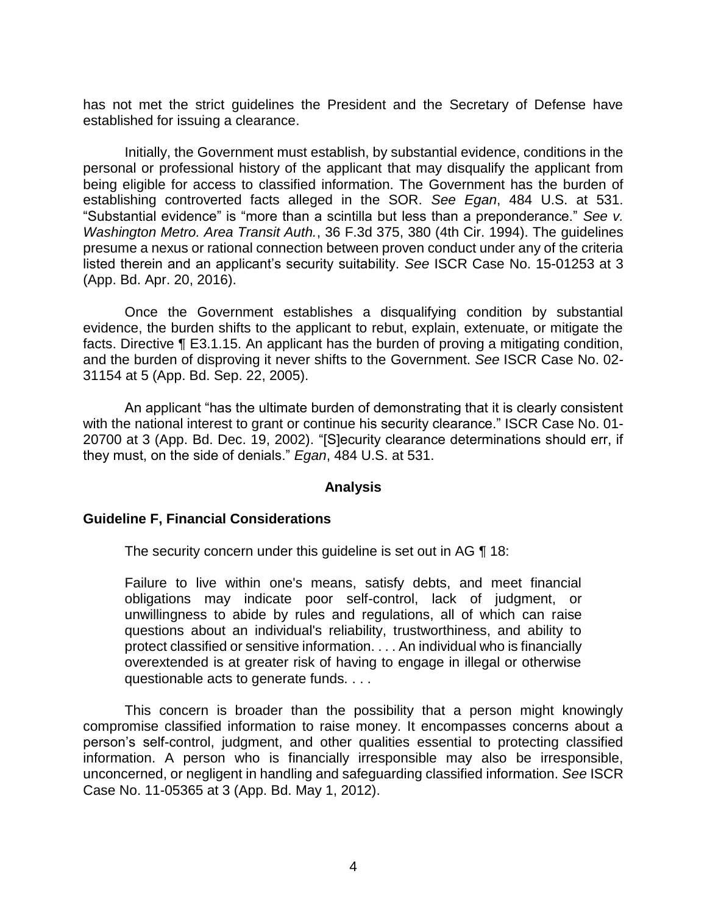has not met the strict guidelines the President and the Secretary of Defense have established for issuing a clearance.

Initially, the Government must establish, by substantial evidence, conditions in the personal or professional history of the applicant that may disqualify the applicant from being eligible for access to classified information. The Government has the burden of establishing controverted facts alleged in the SOR. *See Egan*, 484 U.S. at 531. "Substantial evidence" is "more than a scintilla but less than a preponderance." *See v. Washington Metro. Area Transit Auth.*, 36 F.3d 375, 380 (4th Cir. 1994). The guidelines presume a nexus or rational connection between proven conduct under any of the criteria listed therein and an applicant's security suitability. *See* ISCR Case No. 15-01253 at 3 (App. Bd. Apr. 20, 2016).

Once the Government establishes a disqualifying condition by substantial evidence, the burden shifts to the applicant to rebut, explain, extenuate, or mitigate the facts. Directive ¶ E3.1.15. An applicant has the burden of proving a mitigating condition, and the burden of disproving it never shifts to the Government. *See* ISCR Case No. 02-31154 at 5 (App. Bd. Sep. 22, 2005).

An applicant "has the ultimate burden of demonstrating that it is clearly consistent with the national interest to grant or continue his security clearance." ISCR Case No. 01-20700 at 3 (App. Bd. Dec. 19, 2002). "[S]ecurity clearance determinations should err, if they must, on the side of denials." *Egan*, 484 U.S. at 531.

## Analysis

### Guideline F, Financial Considerations

The security concern under this guideline is set out in AG ¶ 18:

> Failure to live within one's means, satisfy debts, and meet financial obligations may indicate poor self-control, lack of judgment, or unwillingness to abide by rules and regulations, all of which can raise questions about an individual's reliability, trustworthiness, and ability to protect classified or sensitive information. . . . An individual who is financially overextended is at greater risk of having to engage in illegal or otherwise questionable acts to generate funds. . . .

This concern is broader than the possibility that a person might knowingly compromise classified information to raise money. It encompasses concerns about a person's self-control, judgment, and other qualities essential to protecting classified information. A person who is financially irresponsible may also be irresponsible, unconcerned, or negligent in handling and safeguarding classified information. *See* ISCR Case No. 11-05365 at 3 (App. Bd. May 1, 2012).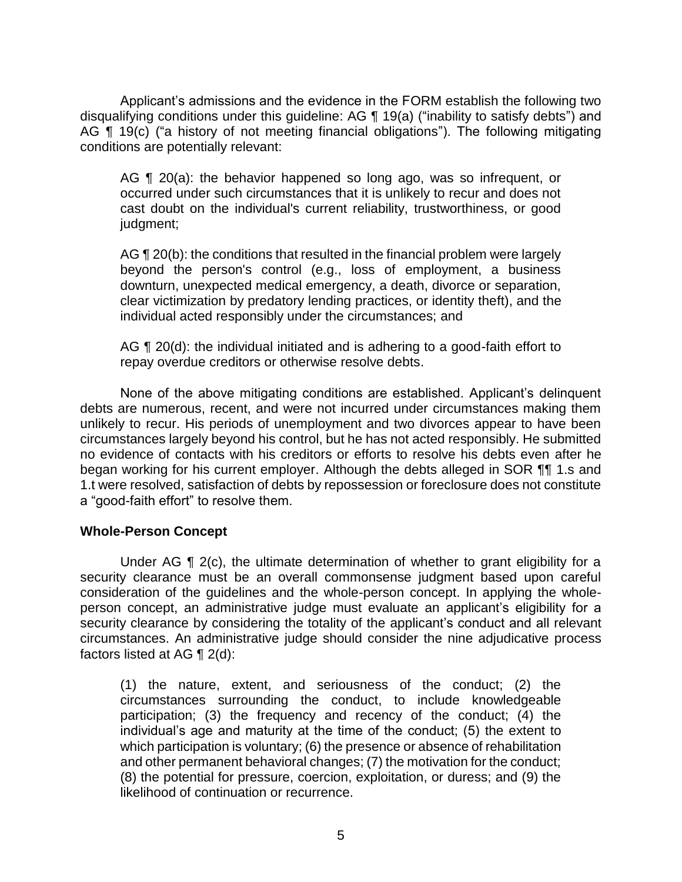Applicant's admissions and the evidence in the FORM establish the following two disqualifying conditions under this guideline: AG ¶ 19(a) ("inability to satisfy debts") and AG ¶ 19(c) ("a history of not meeting financial obligations"). The following mitigating conditions are potentially relevant:

> AG ¶ 20(a): the behavior happened so long ago, was so infrequent, or occurred under such circumstances that it is unlikely to recur and does not cast doubt on the individual's current reliability, trustworthiness, or good judgment;
>
> AG ¶ 20(b): the conditions that resulted in the financial problem were largely beyond the person's control (e.g., loss of employment, a business downturn, unexpected medical emergency, a death, divorce or separation, clear victimization by predatory lending practices, or identity theft), and the individual acted responsibly under the circumstances; and
>
> AG ¶ 20(d): the individual initiated and is adhering to a good-faith effort to repay overdue creditors or otherwise resolve debts.

None of the above mitigating conditions are established. Applicant's delinquent debts are numerous, recent, and were not incurred under circumstances making them unlikely to recur. His periods of unemployment and two divorces appear to have been circumstances largely beyond his control, but he has not acted responsibly. He submitted no evidence of contacts with his creditors or efforts to resolve his debts even after he began working for his current employer. Although the debts alleged in SOR ¶¶ 1.s and 1.t were resolved, satisfaction of debts by repossession or foreclosure does not constitute a "good-faith effort" to resolve them.

**Whole-Person Concept**

Under AG ¶ 2(c), the ultimate determination of whether to grant eligibility for a security clearance must be an overall commonsense judgment based upon careful consideration of the guidelines and the whole-person concept. In applying the whole-person concept, an administrative judge must evaluate an applicant's eligibility for a security clearance by considering the totality of the applicant's conduct and all relevant circumstances. An administrative judge should consider the nine adjudicative process factors listed at AG ¶ 2(d):

> (1) the nature, extent, and seriousness of the conduct; (2) the circumstances surrounding the conduct, to include knowledgeable participation; (3) the frequency and recency of the conduct; (4) the individual's age and maturity at the time of the conduct; (5) the extent to which participation is voluntary; (6) the presence or absence of rehabilitation and other permanent behavioral changes; (7) the motivation for the conduct; (8) the potential for pressure, coercion, exploitation, or duress; and (9) the likelihood of continuation or recurrence.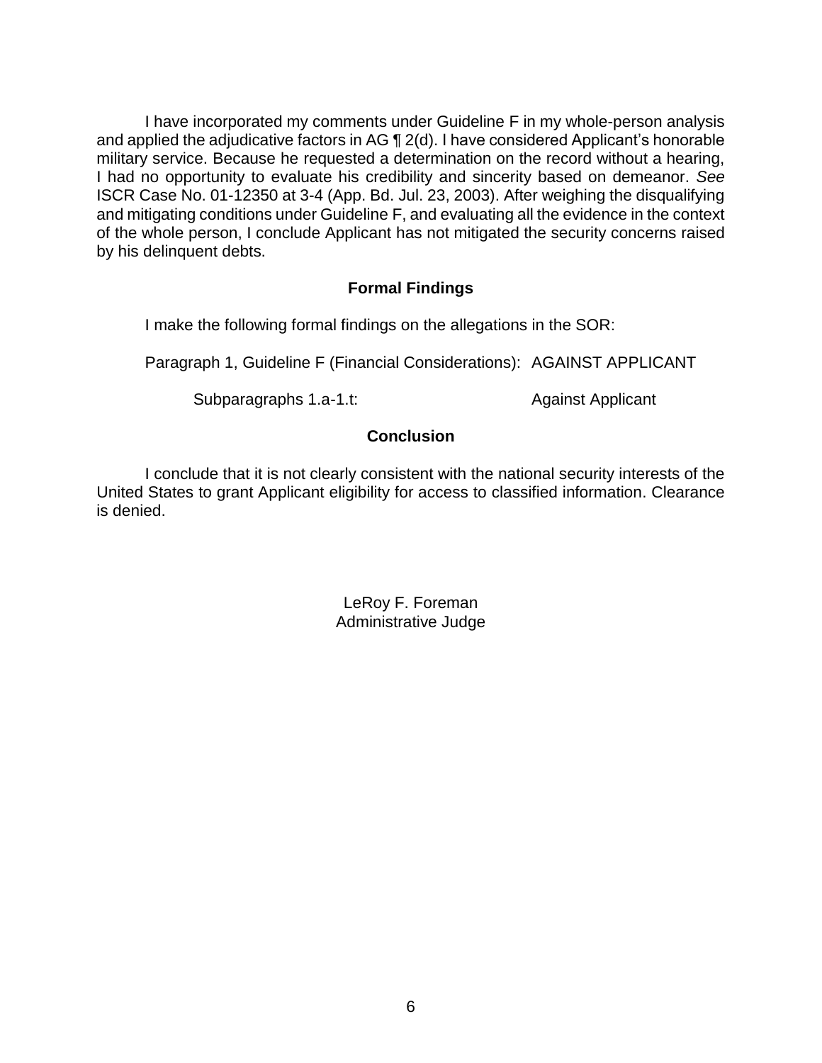I have incorporated my comments under Guideline F in my whole-person analysis and applied the adjudicative factors in AG ¶ 2(d). I have considered Applicant's honorable military service. Because he requested a determination on the record without a hearing, I had no opportunity to evaluate his credibility and sincerity based on demeanor. *See* ISCR Case No. 01-12350 at 3-4 (App. Bd. Jul. 23, 2003). After weighing the disqualifying and mitigating conditions under Guideline F, and evaluating all the evidence in the context of the whole person, I conclude Applicant has not mitigated the security concerns raised by his delinquent debts.

## Formal Findings

I make the following formal findings on the allegations in the SOR:

Paragraph 1, Guideline F (Financial Considerations): AGAINST APPLICANT

Subparagraphs 1.a-1.t: Against Applicant

## Conclusion

I conclude that it is not clearly consistent with the national security interests of the United States to grant Applicant eligibility for access to classified information. Clearance is denied.

LeRoy F. Foreman
Administrative Judge